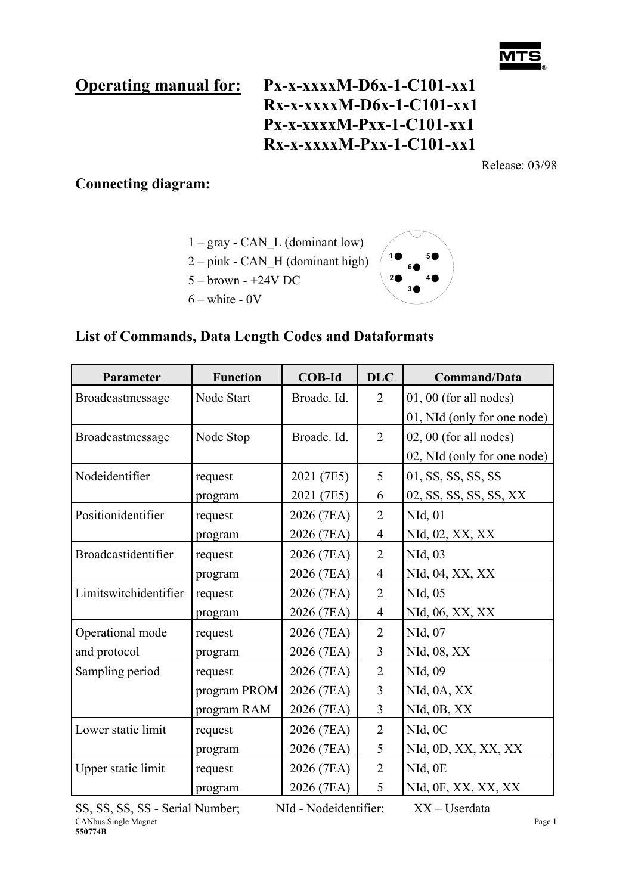**Operating manual for:** Px-x-xxxxM-D6x-1-C101-xx1
Rx-x-xxxxM-D6x-1-C101-xx1
Px-x-xxxxM-Pxx-1-C101-xx1
Rx-x-xxxxM-Pxx-1-C101-xx1

Release: 03/98

## Connecting diagram:

1 – gray - CAN_L (dominant low)
2 – pink - CAN_H (dominant high)
5 – brown - +24V DC
6 – white - 0V

## List of Commands, Data Length Codes and Dataformats

| Parameter | Function | COB-Id | DLC | Command/Data |
|---|---|---|---|---|
| Broadcastmessage | Node Start | Broadc. Id. | 2 | 01, 00 (for all nodes) |
| | | | | 01, NId (only for one node) |
| Broadcastmessage | Node Stop | Broadc. Id. | 2 | 02, 00 (for all nodes) |
| | | | | 02, NId (only for one node) |
| Nodeidentifier | request | 2021 (7E5) | 5 | 01, SS, SS, SS, SS |
| | program | 2021 (7E5) | 6 | 02, SS, SS, SS, SS, XX |
| Positionidentifier | request | 2026 (7EA) | 2 | NId, 01 |
| | program | 2026 (7EA) | 4 | NId, 02, XX, XX |
| Broadcastidentifier | request | 2026 (7EA) | 2 | NId, 03 |
| | program | 2026 (7EA) | 4 | NId, 04, XX, XX |
| Limitswitchidentifier | request | 2026 (7EA) | 2 | NId, 05 |
| | program | 2026 (7EA) | 4 | NId, 06, XX, XX |
| Operational mode and protocol | request | 2026 (7EA) | 2 | NId, 07 |
| | program | 2026 (7EA) | 3 | NId, 08, XX |
| Sampling period | request | 2026 (7EA) | 2 | NId, 09 |
| | program PROM | 2026 (7EA) | 3 | NId, 0A, XX |
| | program RAM | 2026 (7EA) | 3 | NId, 0B, XX |
| Lower static limit | request | 2026 (7EA) | 2 | NId, 0C |
| | program | 2026 (7EA) | 5 | NId, 0D, XX, XX, XX |
| Upper static limit | request | 2026 (7EA) | 2 | NId, 0E |
| | program | 2026 (7EA) | 5 | NId, 0F, XX, XX, XX |

SS, SS, SS, SS - Serial Number; NId - Nodeidentifier; XX – Userdata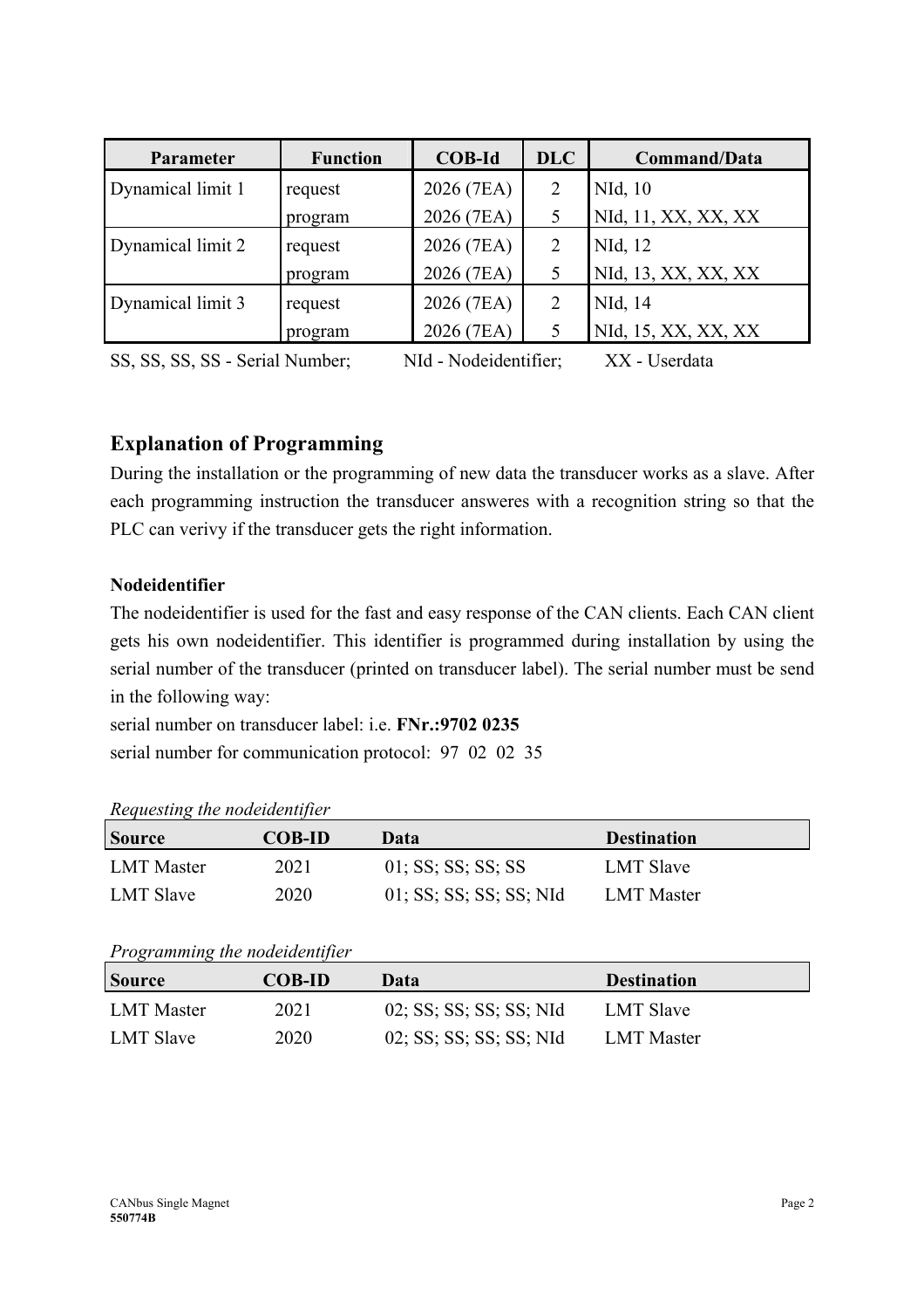| Parameter | Function | COB-Id | DLC | Command/Data |
|---|---|---|---|---|
| Dynamical limit 1 | request | 2026 (7EA) | 2 | NId, 10 |
| | program | 2026 (7EA) | 5 | NId, 11, XX, XX, XX |
| Dynamical limit 2 | request | 2026 (7EA) | 2 | NId, 12 |
| | program | 2026 (7EA) | 5 | NId, 13, XX, XX, XX |
| Dynamical limit 3 | request | 2026 (7EA) | 2 | NId, 14 |
| | program | 2026 (7EA) | 5 | NId, 15, XX, XX, XX |

SS, SS, SS, SS - Serial Number; NId - Nodeidentifier; XX - Userdata

## Explanation of Programming

During the installation or the programming of new data the transducer works as a slave. After each programming instruction the transducer answeres with a recognition string so that the PLC can verivy if the transducer gets the right information.

### Nodeidentifier

The nodeidentifier is used for the fast and easy response of the CAN clients. Each CAN client gets his own nodeidentifier. This identifier is programmed during installation by using the serial number of the transducer (printed on transducer label). The serial number must be send in the following way:

serial number on transducer label: i.e. **FNr.:9702 0235**

serial number for communication protocol: 97 02 02 35

*Requesting the nodeidentifier*

| Source | COB-ID | Data | Destination |
|---|---|---|---|
| LMT Master | 2021 | 01; SS; SS; SS; SS | LMT Slave |
| LMT Slave | 2020 | 01; SS; SS; SS; SS; NId | LMT Master |

*Programming the nodeidentifier*

| Source | COB-ID | Data | Destination |
|---|---|---|---|
| LMT Master | 2021 | 02; SS; SS; SS; SS; NId | LMT Slave |
| LMT Slave | 2020 | 02; SS; SS; SS; SS; NId | LMT Master |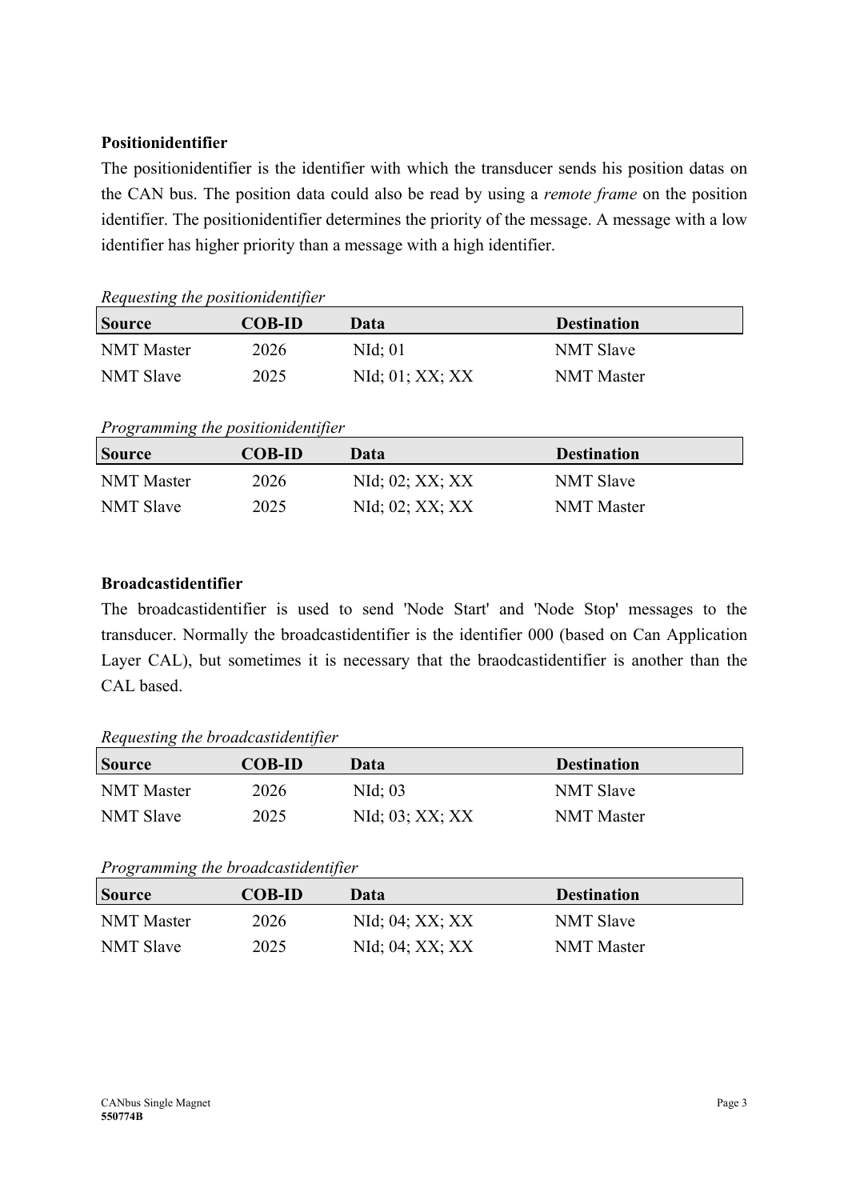**Positionidentifier**

The positionidentifier is the identifier with which the transducer sends his position datas on the CAN bus. The position data could also be read by using a *remote frame* on the position identifier. The positionidentifier determines the priority of the message. A message with a low identifier has higher priority than a message with a high identifier.

*Requesting the positionidentifier*

| Source | COB-ID | Data | Destination |
|---|---|---|---|
| NMT Master | 2026 | NId; 01 | NMT Slave |
| NMT Slave | 2025 | NId; 01; XX; XX | NMT Master |

*Programming the positionidentifier*

| Source | COB-ID | Data | Destination |
|---|---|---|---|
| NMT Master | 2026 | NId; 02; XX; XX | NMT Slave |
| NMT Slave | 2025 | NId; 02; XX; XX | NMT Master |

**Broadcastidentifier**

The broadcastidentifier is used to send 'Node Start' and 'Node Stop' messages to the transducer. Normally the broadcastidentifier is the identifier 000 (based on Can Application Layer CAL), but sometimes it is necessary that the braodcastidentifier is another than the CAL based.

*Requesting the broadcastidentifier*

| Source | COB-ID | Data | Destination |
|---|---|---|---|
| NMT Master | 2026 | NId; 03 | NMT Slave |
| NMT Slave | 2025 | NId; 03; XX; XX | NMT Master |

*Programming the broadcastidentifier*

| Source | COB-ID | Data | Destination |
|---|---|---|---|
| NMT Master | 2026 | NId; 04; XX; XX | NMT Slave |
| NMT Slave | 2025 | NId; 04; XX; XX | NMT Master |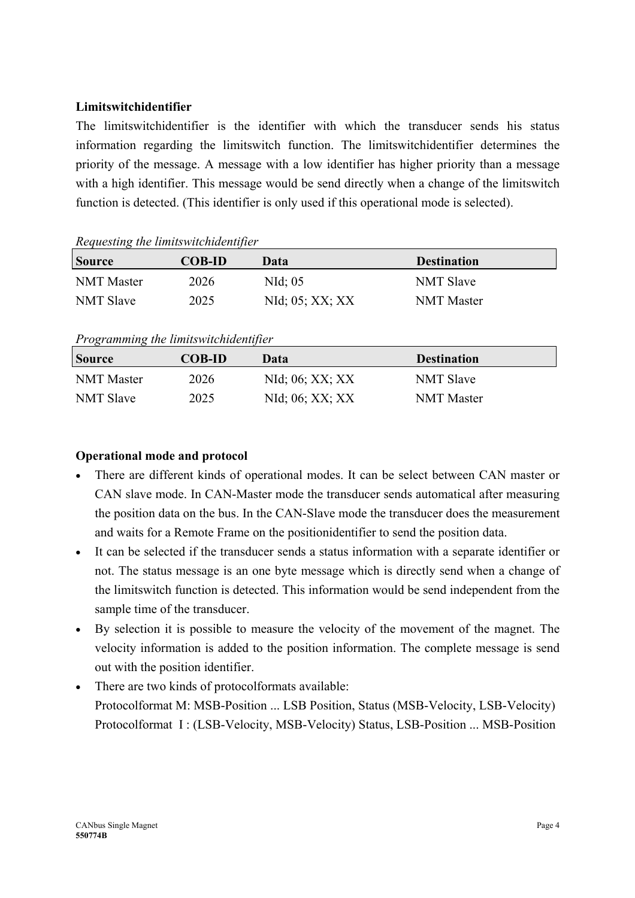**Limitswitchidentifier**

The limitswitchidentifier is the identifier with which the transducer sends his status information regarding the limitswitch function. The limitswitchidentifier determines the priority of the message. A message with a low identifier has higher priority than a message with a high identifier. This message would be send directly when a change of the limitswitch function is detected. (This identifier is only used if this operational mode is selected).

*Requesting the limitswitchidentifier*

| Source | COB-ID | Data | Destination |
|---|---|---|---|
| NMT Master | 2026 | NId; 05 | NMT Slave |
| NMT Slave | 2025 | NId; 05; XX; XX | NMT Master |

*Programming the limitswitchidentifier*

| Source | COB-ID | Data | Destination |
|---|---|---|---|
| NMT Master | 2026 | NId; 06; XX; XX | NMT Slave |
| NMT Slave | 2025 | NId; 06; XX; XX | NMT Master |

**Operational mode and protocol**

- There are different kinds of operational modes. It can be select between CAN master or CAN slave mode. In CAN-Master mode the transducer sends automatical after measuring the position data on the bus. In the CAN-Slave mode the transducer does the measurement and waits for a Remote Frame on the positionidentifier to send the position data.
- It can be selected if the transducer sends a status information with a separate identifier or not. The status message is an one byte message which is directly send when a change of the limitswitch function is detected. This information would be send independent from the sample time of the transducer.
- By selection it is possible to measure the velocity of the movement of the magnet. The velocity information is added to the position information. The complete message is send out with the position identifier.
- There are two kinds of protocolformats available:
  Protocolformat M: MSB-Position ... LSB Position, Status (MSB-Velocity, LSB-Velocity)
  Protocolformat I : (LSB-Velocity, MSB-Velocity) Status, LSB-Position ... MSB-Position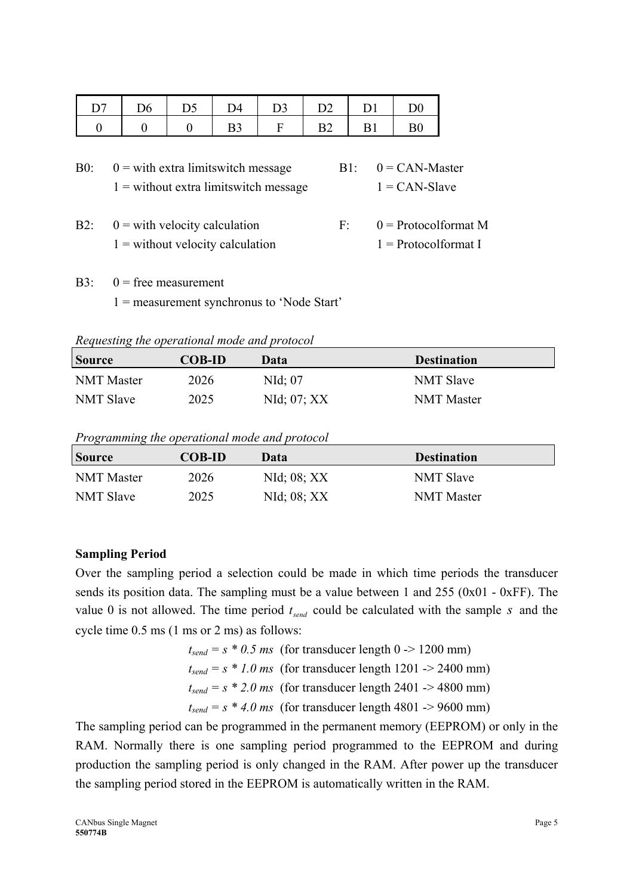| D7 | D6 | D5 | D4 | D3 | D2 | D1 | D0 |
|---|---|---|---|---|---|---|---|
| 0 | 0 | 0 | B3 | F | B2 | B1 | B0 |

B0: 0 = with extra limitswitch message
1 = without extra limitswitch message

B1: 0 = CAN-Master
1 = CAN-Slave

B2: 0 = with velocity calculation
1 = without velocity calculation

F: 0 = Protocolformat M
1 = Protocolformat I

B3: 0 = free measurement
1 = measurement synchronus to 'Node Start'

*Requesting the operational mode and protocol*

| Source | COB-ID | Data | Destination |
|---|---|---|---|
| NMT Master | 2026 | NId; 07 | NMT Slave |
| NMT Slave | 2025 | NId; 07; XX | NMT Master |

*Programming the operational mode and protocol*

| Source | COB-ID | Data | Destination |
|---|---|---|---|
| NMT Master | 2026 | NId; 08; XX | NMT Slave |
| NMT Slave | 2025 | NId; 08; XX | NMT Master |

**Sampling Period**

Over the sampling period a selection could be made in which time periods the transducer sends its position data. The sampling must be a value between 1 and 255 (0x01 - 0xFF). The value 0 is not allowed. The time period $t_{send}$ could be calculated with the sample $s$ and the cycle time 0.5 ms (1 ms or 2 ms) as follows:

$t_{send} = s * 0.5\ ms$ (for transducer length 0 -> 1200 mm)
$t_{send} = s * 1.0\ ms$ (for transducer length 1201 -> 2400 mm)
$t_{send} = s * 2.0\ ms$ (for transducer length 2401 -> 4800 mm)
$t_{send} = s * 4.0\ ms$ (for transducer length 4801 -> 9600 mm)

The sampling period can be programmed in the permanent memory (EEPROM) or only in the RAM. Normally there is one sampling period programmed to the EEPROM and during production the sampling period is only changed in the RAM. After power up the transducer the sampling period stored in the EEPROM is automatically written in the RAM.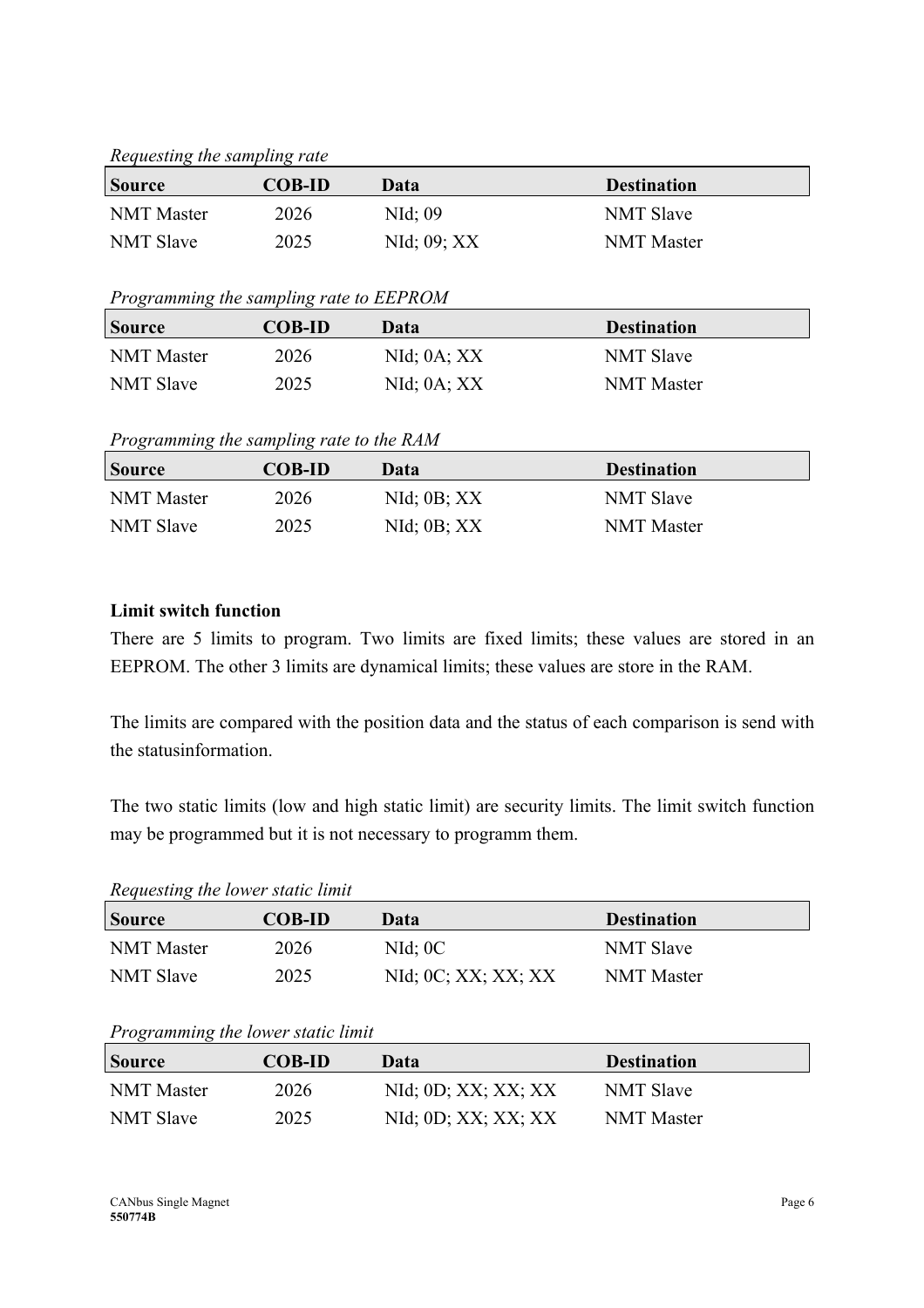*Requesting the sampling rate*

| Source | COB-ID | Data | Destination |
|---|---|---|---|
| NMT Master | 2026 | NId; 09 | NMT Slave |
| NMT Slave | 2025 | NId; 09; XX | NMT Master |

*Programming the sampling rate to EEPROM*

| Source | COB-ID | Data | Destination |
|---|---|---|---|
| NMT Master | 2026 | NId; 0A; XX | NMT Slave |
| NMT Slave | 2025 | NId; 0A; XX | NMT Master |

*Programming the sampling rate to the RAM*

| Source | COB-ID | Data | Destination |
|---|---|---|---|
| NMT Master | 2026 | NId; 0B; XX | NMT Slave |
| NMT Slave | 2025 | NId; 0B; XX | NMT Master |

**Limit switch function**

There are 5 limits to program. Two limits are fixed limits; these values are stored in an EEPROM. The other 3 limits are dynamical limits; these values are store in the RAM.

The limits are compared with the position data and the status of each comparison is send with the statusinformation.

The two static limits (low and high static limit) are security limits. The limit switch function may be programmed but it is not necessary to programm them.

*Requesting the lower static limit*

| Source | COB-ID | Data | Destination |
|---|---|---|---|
| NMT Master | 2026 | NId; 0C | NMT Slave |
| NMT Slave | 2025 | NId; 0C; XX; XX; XX | NMT Master |

*Programming the lower static limit*

| Source | COB-ID | Data | Destination |
|---|---|---|---|
| NMT Master | 2026 | NId; 0D; XX; XX; XX | NMT Slave |
| NMT Slave | 2025 | NId; 0D; XX; XX; XX | NMT Master |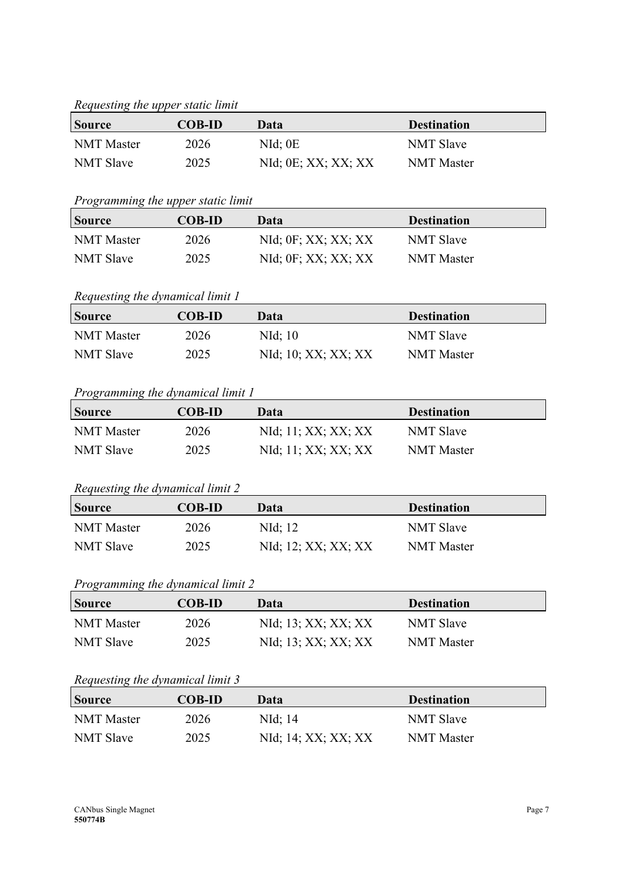*Requesting the upper static limit*

| Source | COB-ID | Data | Destination |
|---|---|---|---|
| NMT Master | 2026 | NId; 0E | NMT Slave |
| NMT Slave | 2025 | NId; 0E; XX; XX; XX | NMT Master |

*Programming the upper static limit*

| Source | COB-ID | Data | Destination |
|---|---|---|---|
| NMT Master | 2026 | NId; 0F; XX; XX; XX | NMT Slave |
| NMT Slave | 2025 | NId; 0F; XX; XX; XX | NMT Master |

*Requesting the dynamical limit 1*

| Source | COB-ID | Data | Destination |
|---|---|---|---|
| NMT Master | 2026 | NId; 10 | NMT Slave |
| NMT Slave | 2025 | NId; 10; XX; XX; XX | NMT Master |

*Programming the dynamical limit 1*

| Source | COB-ID | Data | Destination |
|---|---|---|---|
| NMT Master | 2026 | NId; 11; XX; XX; XX | NMT Slave |
| NMT Slave | 2025 | NId; 11; XX; XX; XX | NMT Master |

*Requesting the dynamical limit 2*

| Source | COB-ID | Data | Destination |
|---|---|---|---|
| NMT Master | 2026 | NId; 12 | NMT Slave |
| NMT Slave | 2025 | NId; 12; XX; XX; XX | NMT Master |

*Programming the dynamical limit 2*

| Source | COB-ID | Data | Destination |
|---|---|---|---|
| NMT Master | 2026 | NId; 13; XX; XX; XX | NMT Slave |
| NMT Slave | 2025 | NId; 13; XX; XX; XX | NMT Master |

*Requesting the dynamical limit 3*

| Source | COB-ID | Data | Destination |
|---|---|---|---|
| NMT Master | 2026 | NId; 14 | NMT Slave |
| NMT Slave | 2025 | NId; 14; XX; XX; XX | NMT Master |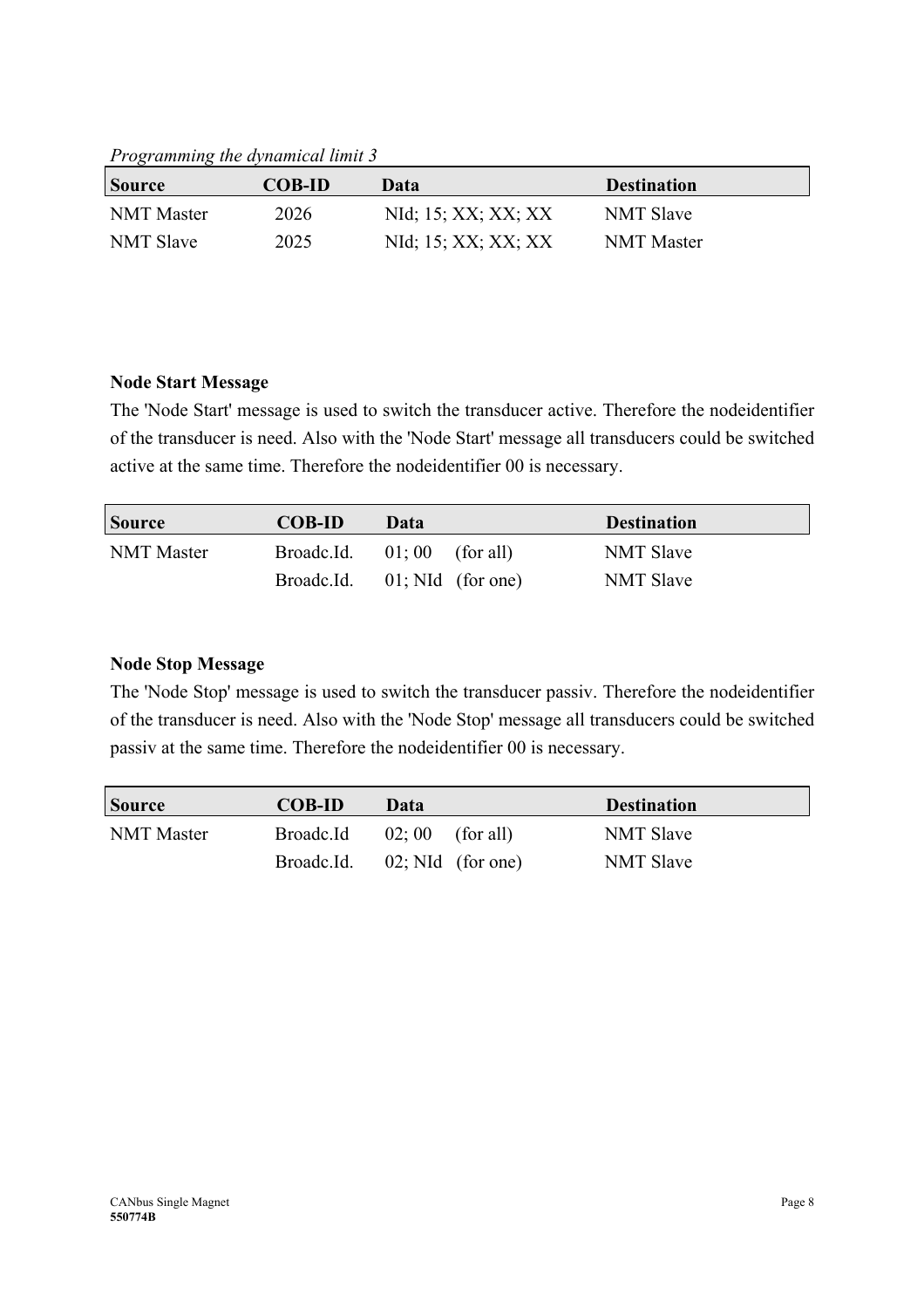*Programming the dynamical limit 3*

| Source | COB-ID | Data | Destination |
|---|---|---|---|
| NMT Master | 2026 | NId; 15; XX; XX; XX | NMT Slave |
| NMT Slave | 2025 | NId; 15; XX; XX; XX | NMT Master |

**Node Start Message**

The 'Node Start' message is used to switch the transducer active. Therefore the nodeidentifier of the transducer is need. Also with the 'Node Start' message all transducers could be switched active at the same time. Therefore the nodeidentifier 00 is necessary.

| Source | COB-ID | Data | Destination |
|---|---|---|---|
| NMT Master | Broadc.Id. | 01; 00 (for all) | NMT Slave |
| | Broadc.Id. | 01; NId (for one) | NMT Slave |

**Node Stop Message**

The 'Node Stop' message is used to switch the transducer passiv. Therefore the nodeidentifier of the transducer is need. Also with the 'Node Stop' message all transducers could be switched passiv at the same time. Therefore the nodeidentifier 00 is necessary.

| Source | COB-ID | Data | Destination |
|---|---|---|---|
| NMT Master | Broadc.Id | 02; 00 (for all) | NMT Slave |
| | Broadc.Id. | 02; NId (for one) | NMT Slave |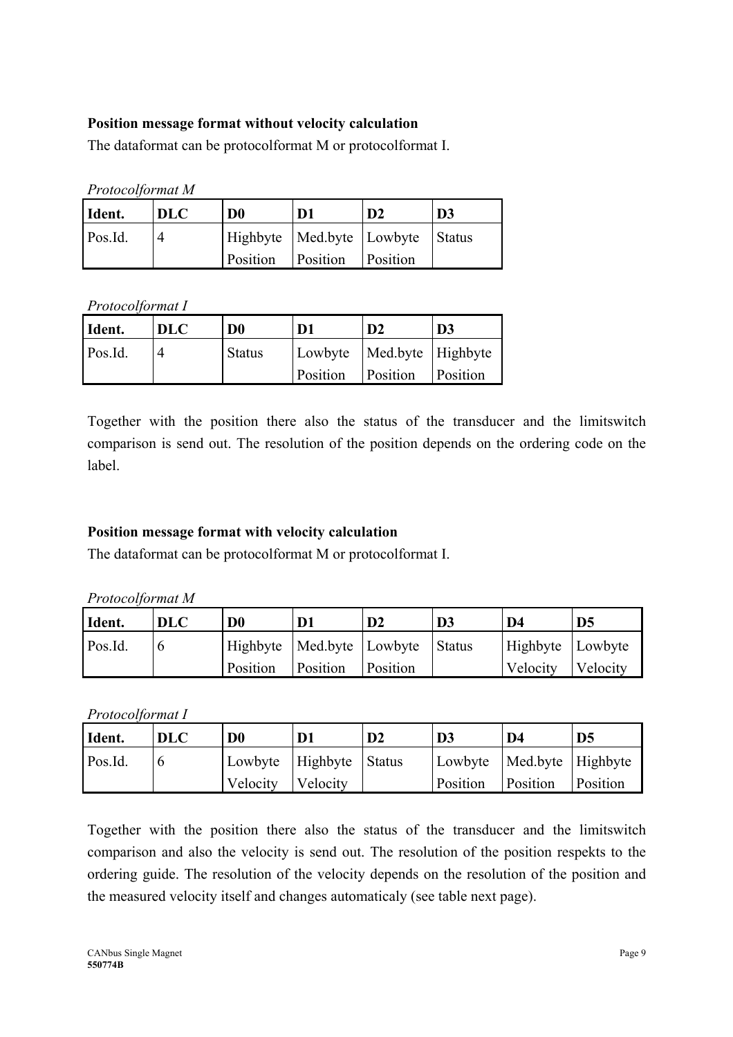**Position message format without velocity calculation**

The dataformat can be protocolformat M or protocolformat I.

*Protocolformat M*

| Ident. | DLC | D0 | D1 | D2 | D3 |
|---|---|---|---|---|---|
| Pos.Id. | 4 | Highbyte Position | Med.byte Position | Lowbyte Position | Status |

*Protocolformat I*

| Ident. | DLC | D0 | D1 | D2 | D3 |
|---|---|---|---|---|---|
| Pos.Id. | 4 | Status | Lowbyte Position | Med.byte Position | Highbyte Position |

Together with the position there also the status of the transducer and the limitswitch comparison is send out. The resolution of the position depends on the ordering code on the label.

**Position message format with velocity calculation**

The dataformat can be protocolformat M or protocolformat I.

*Protocolformat M*

| Ident. | DLC | D0 | D1 | D2 | D3 | D4 | D5 |
|---|---|---|---|---|---|---|---|
| Pos.Id. | 6 | Highbyte Position | Med.byte Position | Lowbyte Position | Status | Highbyte Velocity | Lowbyte Velocity |

*Protocolformat I*

| Ident. | DLC | D0 | D1 | D2 | D3 | D4 | D5 |
|---|---|---|---|---|---|---|---|
| Pos.Id. | 6 | Lowbyte Velocity | Highbyte Velocity | Status | Lowbyte Position | Med.byte Position | Highbyte Position |

Together with the position there also the status of the transducer and the limitswitch comparison and also the velocity is send out. The resolution of the position respekts to the ordering guide. The resolution of the velocity depends on the resolution of the position and the measured velocity itself and changes automaticaly (see table next page).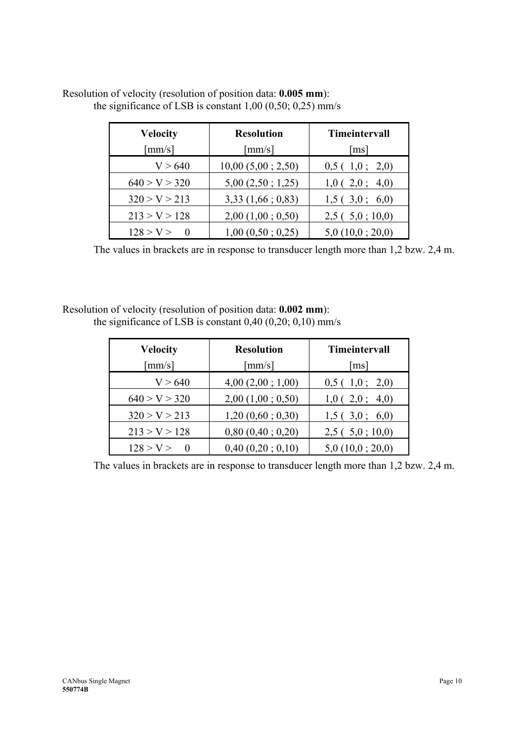Resolution of velocity (resolution of position data: **0.005 mm**):
the significance of LSB is constant 1,00 (0,50; 0,25) mm/s

| **Velocity** [mm/s] | **Resolution** [mm/s] | **Timeintervall** [ms] |
|---|---|---|
| V > 640 | 10,00 (5,00 ; 2,50) | 0,5 ( 1,0 ; 2,0) |
| 640 > V > 320 | 5,00 (2,50 ; 1,25) | 1,0 ( 2,0 ; 4,0) |
| 320 > V > 213 | 3,33 (1,66 ; 0,83) | 1,5 ( 3,0 ; 6,0) |
| 213 > V > 128 | 2,00 (1,00 ; 0,50) | 2,5 ( 5,0 ; 10,0) |
| 128 > V > 0 | 1,00 (0,50 ; 0,25) | 5,0 (10,0 ; 20,0) |

The values in brackets are in response to transducer length more than 1,2 bzw. 2,4 m.

Resolution of velocity (resolution of position data: **0.002 mm**):
the significance of LSB is constant 0,40 (0,20; 0,10) mm/s

| **Velocity** [mm/s] | **Resolution** [mm/s] | **Timeintervall** [ms] |
|---|---|---|
| V > 640 | 4,00 (2,00 ; 1,00) | 0,5 ( 1,0 ; 2,0) |
| 640 > V > 320 | 2,00 (1,00 ; 0,50) | 1,0 ( 2,0 ; 4,0) |
| 320 > V > 213 | 1,20 (0,60 ; 0,30) | 1,5 ( 3,0 ; 6,0) |
| 213 > V > 128 | 0,80 (0,40 ; 0,20) | 2,5 ( 5,0 ; 10,0) |
| 128 > V > 0 | 0,40 (0,20 ; 0,10) | 5,0 (10,0 ; 20,0) |

The values in brackets are in response to transducer length more than 1,2 bzw. 2,4 m.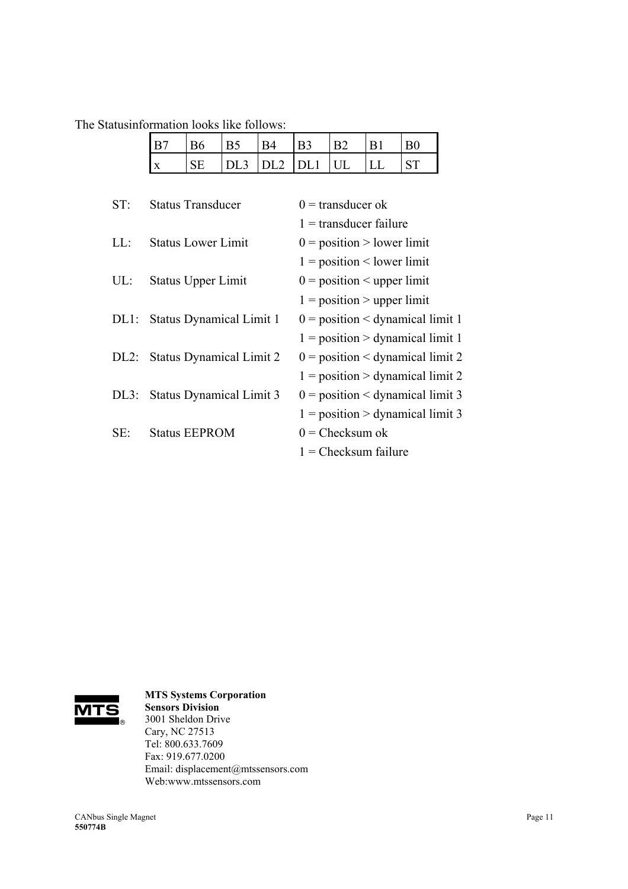The Statusinformation looks like follows:

| B7 | B6 | B5 | B4 | B3 | B2 | B1 | B0 |
|---|---|---|---|---|---|---|---|
| x | SE | DL3 | DL2 | DL1 | UL | LL | ST |

| | | |
|---|---|---|
| ST: | Status Transducer | 0 = transducer ok |
| | | 1 = transducer failure |
| LL: | Status Lower Limit | 0 = position > lower limit |
| | | 1 = position < lower limit |
| UL: | Status Upper Limit | 0 = position < upper limit |
| | | 1 = position > upper limit |
| DL1: | Status Dynamical Limit 1 | 0 = position < dynamical limit 1 |
| | | 1 = position > dynamical limit 1 |
| DL2: | Status Dynamical Limit 2 | 0 = position < dynamical limit 2 |
| | | 1 = position > dynamical limit 2 |
| DL3: | Status Dynamical Limit 3 | 0 = position < dynamical limit 3 |
| | | 1 = position > dynamical limit 3 |
| SE: | Status EEPROM | 0 = Checksum ok |
| | | 1 = Checksum failure |

**MTS Systems Corporation**
**Sensors Division**
3001 Sheldon Drive
Cary, NC 27513
Tel: 800.633.7609
Fax: 919.677.0200
Email: displacement@mtssensors.com
Web:www.mtssensors.com